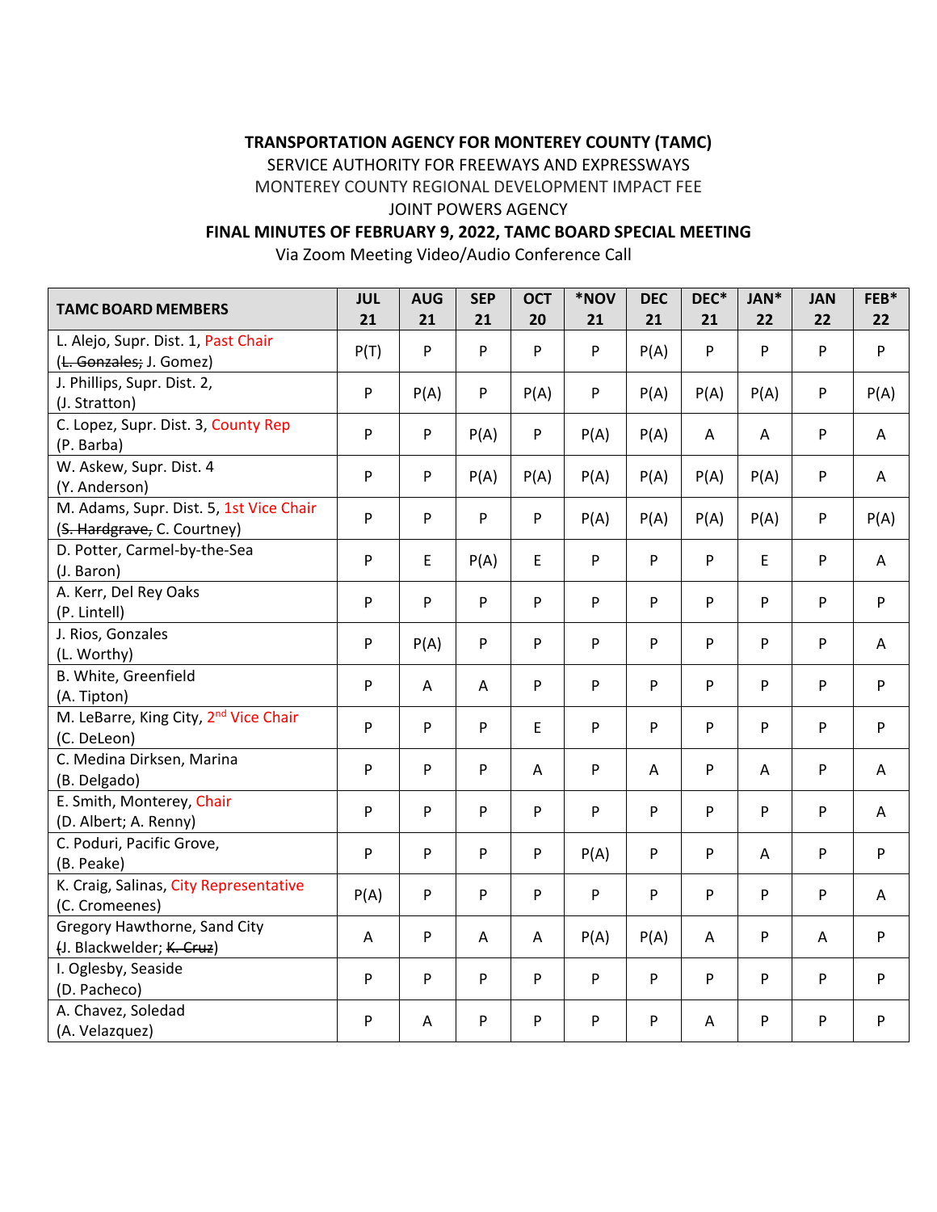**TRANSPORTATION AGENCY FOR MONTEREY COUNTY (TAMC)**

SERVICE AUTHORITY FOR FREEWAYS AND EXPRESSWAYS

MONTEREY COUNTY REGIONAL DEVELOPMENT IMPACT FEE

JOINT POWERS AGENCY

**FINAL MINUTES OF FEBRUARY 9, 2022, TAMC BOARD SPECIAL MEETING**

Via Zoom Meeting Video/Audio Conference Call

| TAMC BOARD MEMBERS | JUL 21 | AUG 21 | SEP 21 | OCT 20 | *NOV 21 | DEC 21 | DEC* 21 | JAN* 22 | JAN 22 | FEB* 22 |
|---|---|---|---|---|---|---|---|---|---|---|
| L. Alejo, Supr. Dist. 1, Past Chair (~~L. Gonzales;~~ J. Gomez) | P(T) | P | P | P | P | P(A) | P | P | P | P |
| J. Phillips, Supr. Dist. 2, (J. Stratton) | P | P(A) | P | P(A) | P | P(A) | P(A) | P(A) | P | P(A) |
| C. Lopez, Supr. Dist. 3, County Rep (P. Barba) | P | P | P(A) | P | P(A) | P(A) | A | A | P | A |
| W. Askew, Supr. Dist. 4 (Y. Anderson) | P | P | P(A) | P(A) | P(A) | P(A) | P(A) | P(A) | P | A |
| M. Adams, Supr. Dist. 5, 1st Vice Chair (~~S. Hardgrave,~~ C. Courtney) | P | P | P | P | P(A) | P(A) | P(A) | P(A) | P | P(A) |
| D. Potter, Carmel-by-the-Sea (J. Baron) | P | E | P(A) | E | P | P | P | E | P | A |
| A. Kerr, Del Rey Oaks (P. Lintell) | P | P | P | P | P | P | P | P | P | P |
| J. Rios, Gonzales (L. Worthy) | P | P(A) | P | P | P | P | P | P | P | A |
| B. White, Greenfield (A. Tipton) | P | A | A | P | P | P | P | P | P | P |
| M. LeBarre, King City, 2nd Vice Chair (C. DeLeon) | P | P | P | E | P | P | P | P | P | P |
| C. Medina Dirksen, Marina (B. Delgado) | P | P | P | A | P | A | P | A | P | A |
| E. Smith, Monterey, Chair (D. Albert; A. Renny) | P | P | P | P | P | P | P | P | P | A |
| C. Poduri, Pacific Grove, (B. Peake) | P | P | P | P | P(A) | P | P | A | P | P |
| K. Craig, Salinas, City Representative (C. Cromeenes) | P(A) | P | P | P | P | P | P | P | P | A |
| Gregory Hawthorne, Sand City (J. Blackwelder; ~~K. Cruz~~) | A | P | A | A | P(A) | P(A) | A | P | A | P |
| I. Oglesby, Seaside (D. Pacheco) | P | P | P | P | P | P | P | P | P | P |
| A. Chavez, Soledad (A. Velazquez) | P | A | P | P | P | P | A | P | P | P |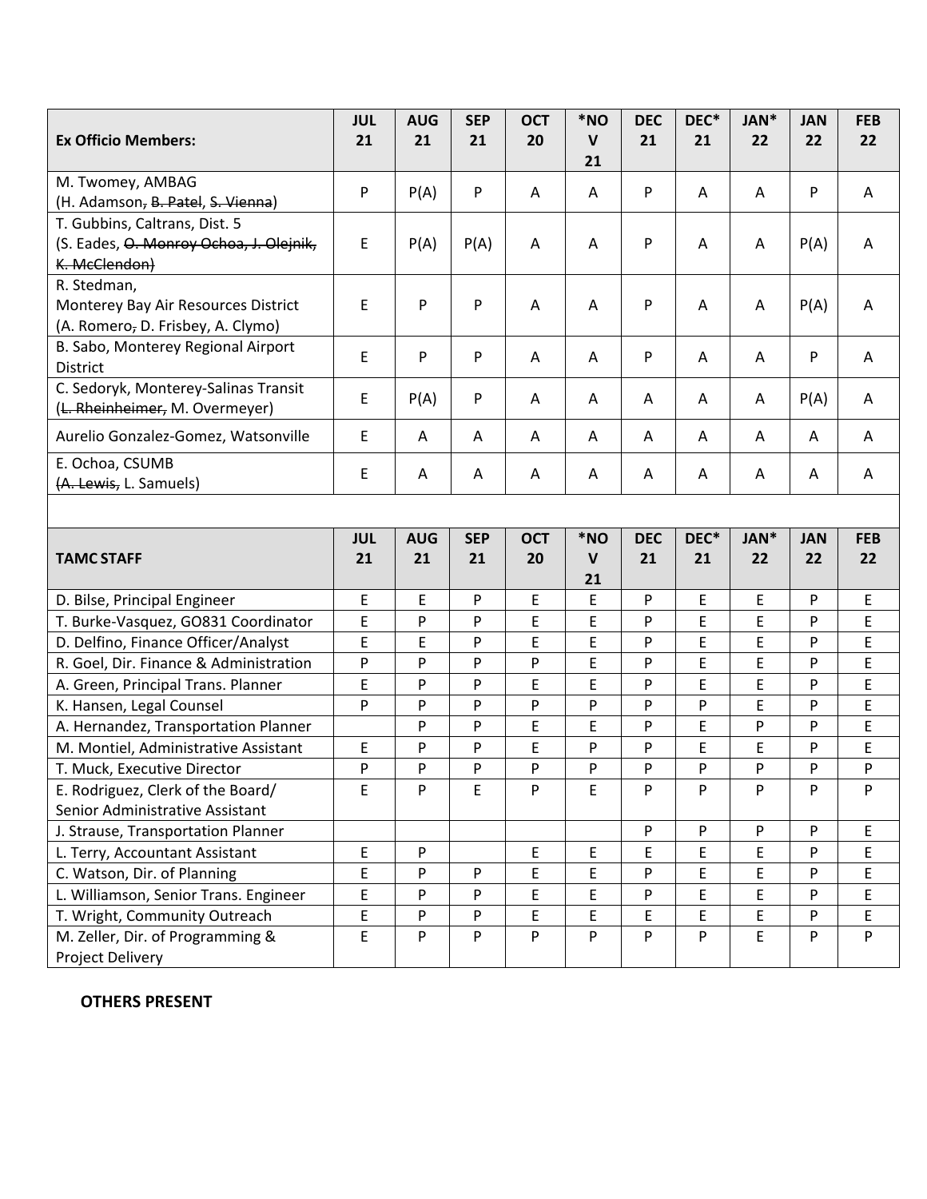| Ex Officio Members: | JUL 21 | AUG 21 | SEP 21 | OCT 20 | *NOV 21 | DEC 21 | DEC* 21 | JAN* 22 | JAN 22 | FEB 22 |
|---|---|---|---|---|---|---|---|---|---|---|
| M. Twomey, AMBAG (H. Adamson, ~~B. Patel~~, ~~S. Vienna~~) | P | P(A) | P | A | A | P | A | A | P | A |
| T. Gubbins, Caltrans, Dist. 5 (S. Eades, ~~O. Monroy Ochoa, J. Olejnik, K. McClendon~~) | E | P(A) | P(A) | A | A | P | A | A | P(A) | A |
| R. Stedman, Monterey Bay Air Resources District (A. Romero, D. Frisbey, A. Clymo) | E | P | P | A | A | P | A | A | P(A) | A |
| B. Sabo, Monterey Regional Airport District | E | P | P | A | A | P | A | A | P | A |
| C. Sedoryk, Monterey-Salinas Transit (~~L. Rheinheimer~~, M. Overmeyer) | E | P(A) | P | A | A | A | A | A | P(A) | A |
| Aurelio Gonzalez-Gomez, Watsonville | E | A | A | A | A | A | A | A | A | A |
| E. Ochoa, CSUMB (~~A. Lewis~~, L. Samuels) | E | A | A | A | A | A | A | A | A | A |

| TAMC STAFF | JUL 21 | AUG 21 | SEP 21 | OCT 20 | *NOV 21 | DEC 21 | DEC* 21 | JAN* 22 | JAN 22 | FEB 22 |
|---|---|---|---|---|---|---|---|---|---|---|
| D. Bilse, Principal Engineer | E | E | P | E | E | P | E | E | P | E |
| T. Burke-Vasquez, GO831 Coordinator | E | P | P | E | E | P | E | E | P | E |
| D. Delfino, Finance Officer/Analyst | E | E | P | E | E | P | E | E | P | E |
| R. Goel, Dir. Finance & Administration | P | P | P | P | E | P | E | E | P | E |
| A. Green, Principal Trans. Planner | E | P | P | E | E | P | E | E | P | E |
| K. Hansen, Legal Counsel | P | P | P | P | P | P | P | E | P | E |
| A. Hernandez, Transportation Planner | | P | P | E | E | P | E | P | P | E |
| M. Montiel, Administrative Assistant | E | P | P | E | P | P | E | E | P | E |
| T. Muck, Executive Director | P | P | P | P | P | P | P | P | P | P |
| E. Rodriguez, Clerk of the Board/ Senior Administrative Assistant | E | P | E | P | E | P | P | P | P | P |
| J. Strause, Transportation Planner | | | | | | P | P | P | P | E |
| L. Terry, Accountant Assistant | E | P | | E | E | E | E | E | P | E |
| C. Watson, Dir. of Planning | E | P | P | E | E | P | E | E | P | E |
| L. Williamson, Senior Trans. Engineer | E | P | P | E | E | P | E | E | P | E |
| T. Wright, Community Outreach | E | P | P | E | E | E | E | E | P | E |
| M. Zeller, Dir. of Programming & Project Delivery | E | P | P | P | P | P | P | E | P | P |

**OTHERS PRESENT**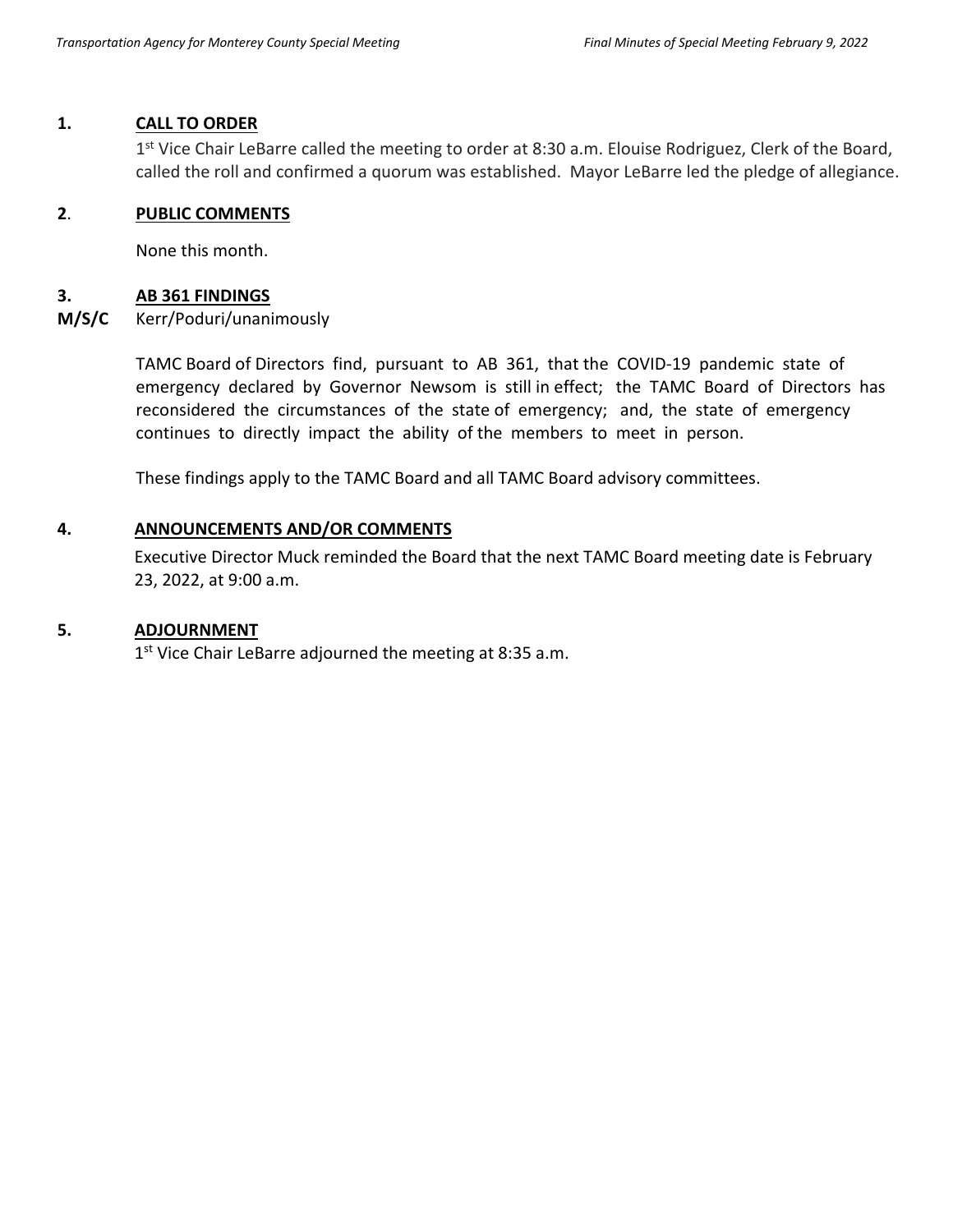## 1. CALL TO ORDER

1st Vice Chair LeBarre called the meeting to order at 8:30 a.m. Elouise Rodriguez, Clerk of the Board, called the roll and confirmed a quorum was established. Mayor LeBarre led the pledge of allegiance.

## 2. PUBLIC COMMENTS

None this month.

## 3. AB 361 FINDINGS

**M/S/C** Kerr/Poduri/unanimously

TAMC Board of Directors find, pursuant to AB 361, that the COVID-19 pandemic state of emergency declared by Governor Newsom is still in effect; the TAMC Board of Directors has reconsidered the circumstances of the state of emergency; and, the state of emergency continues to directly impact the ability of the members to meet in person.

These findings apply to the TAMC Board and all TAMC Board advisory committees.

## 4. ANNOUNCEMENTS AND/OR COMMENTS

Executive Director Muck reminded the Board that the next TAMC Board meeting date is February 23, 2022, at 9:00 a.m.

## 5. ADJOURNMENT

1st Vice Chair LeBarre adjourned the meeting at 8:35 a.m.